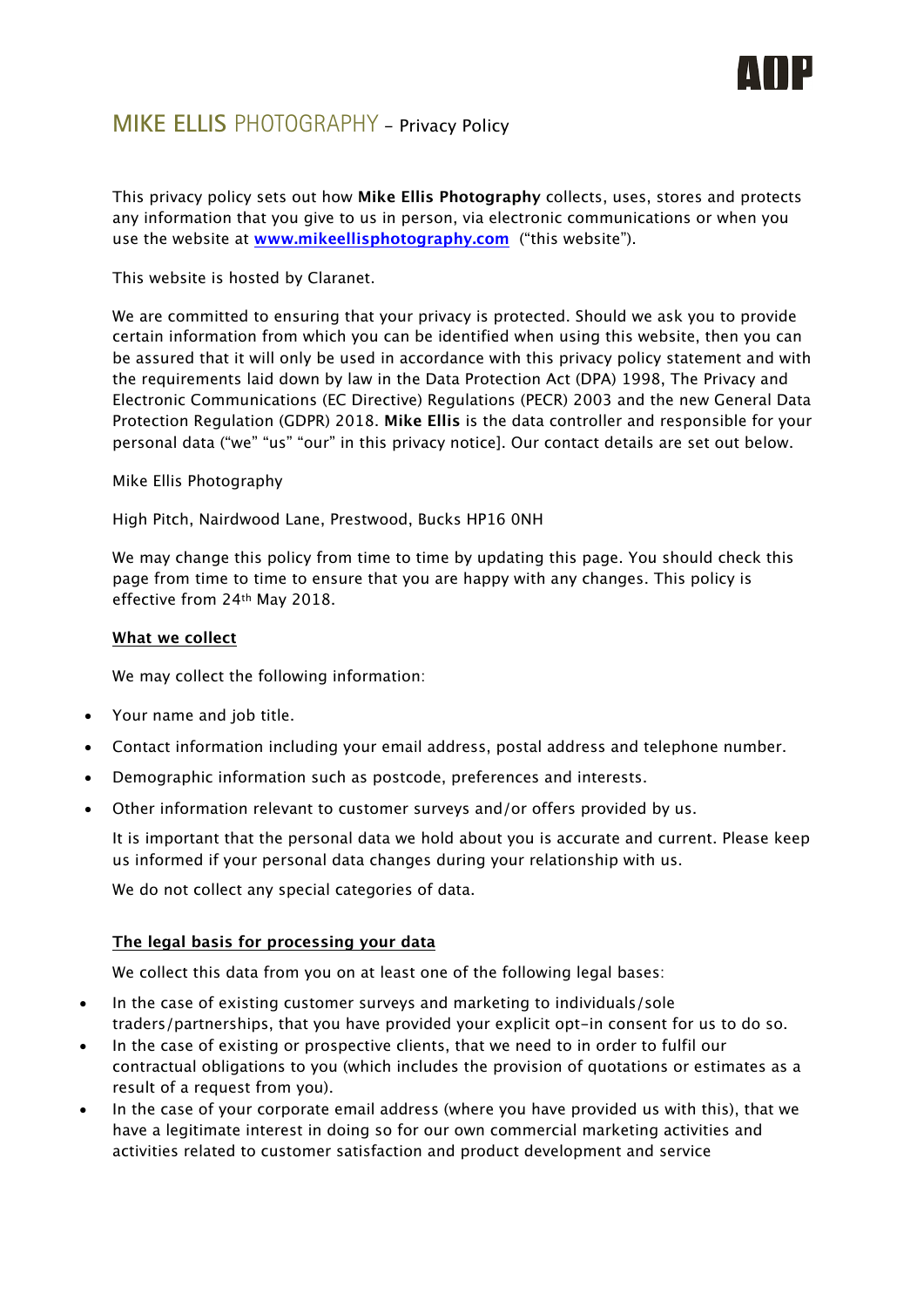AOP

# MIKE ELLIS PHOTOGRAPHY – Privacy Policy

This privacy policy sets out how **Mike Ellis Photography** collects, uses, stores and protects any information that you give to us in person, via electronic communications or when you use the website at **[www.mikeellisphotography.com](http://www.mikeellisphotography.com)** ("this website").

This website is hosted by Claranet.

We are committed to ensuring that your privacy is protected. Should we ask you to provide certain information from which you can be identified when using this website, then you can be assured that it will only be used in accordance with this privacy policy statement and with the requirements laid down by law in the Data Protection Act (DPA) 1998, The Privacy and Electronic Communications (EC Directive) Regulations (PECR) 2003 and the new General Data Protection Regulation (GDPR) 2018. **Mike Ellis** is the data controller and responsible for your personal data ("we" "us" "our" in this privacy notice]. Our contact details are set out below.

Mike Ellis Photography

High Pitch, Nairdwood Lane, Prestwood, Bucks HP16 0NH

We may change this policy from time to time by updating this page. You should check this page from time to time to ensure that you are happy with any changes. This policy is effective from 24th May 2018.

**What we collect**

We may collect the following information:

- Your name and job title.
- Contact information including your email address, postal address and telephone number.
- Demographic information such as postcode, preferences and interests.
- Other information relevant to customer surveys and/or offers provided by us.

It is important that the personal data we hold about you is accurate and current. Please keep us informed if your personal data changes during your relationship with us.

We do not collect any special categories of data.

**The legal basis for processing your data**

We collect this data from you on at least one of the following legal bases:

- In the case of existing customer surveys and marketing to individuals/sole traders/partnerships, that you have provided your explicit opt-in consent for us to do so.
- In the case of existing or prospective clients, that we need to in order to fulfil our contractual obligations to you (which includes the provision of quotations or estimates as a result of a request from you).
- In the case of your corporate email address (where you have provided us with this), that we have a legitimate interest in doing so for our own commercial marketing activities and activities related to customer satisfaction and product development and service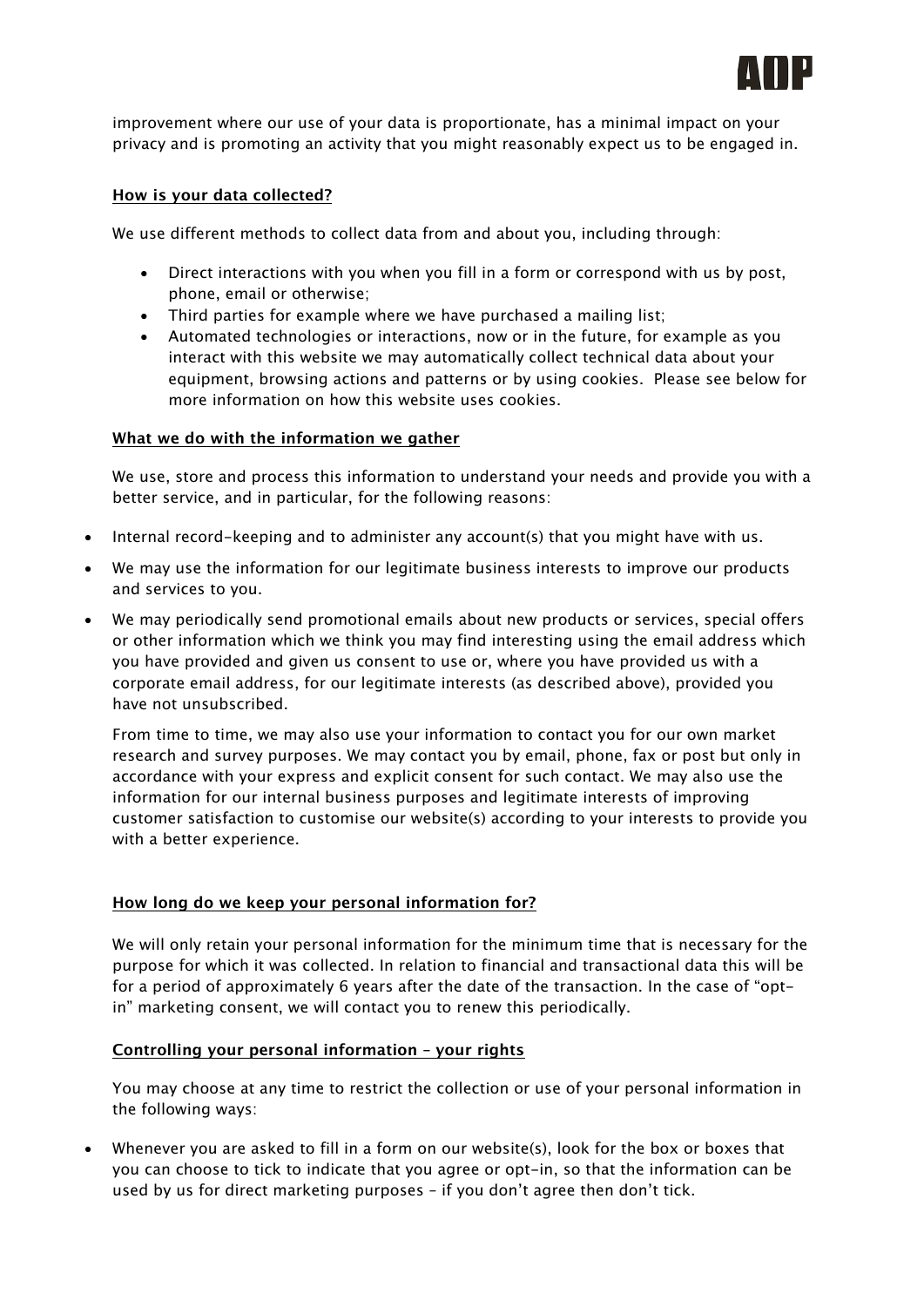improvement where our use of your data is proportionate, has a minimal impact on your privacy and is promoting an activity that you might reasonably expect us to be engaged in.

## How is your data collected?

We use different methods to collect data from and about you, including through:

- Direct interactions with you when you fill in a form or correspond with us by post, phone, email or otherwise;
- Third parties for example where we have purchased a mailing list;
- Automated technologies or interactions, now or in the future, for example as you interact with this website we may automatically collect technical data about your equipment, browsing actions and patterns or by using cookies. Please see below for more information on how this website uses cookies.

## What we do with the information we gather

We use, store and process this information to understand your needs and provide you with a better service, and in particular, for the following reasons:

- Internal record-keeping and to administer any account(s) that you might have with us.
- We may use the information for our legitimate business interests to improve our products and services to you.
- We may periodically send promotional emails about new products or services, special offers or other information which we think you may find interesting using the email address which you have provided and given us consent to use or, where you have provided us with a corporate email address, for our legitimate interests (as described above), provided you have not unsubscribed.

From time to time, we may also use your information to contact you for our own market research and survey purposes. We may contact you by email, phone, fax or post but only in accordance with your express and explicit consent for such contact. We may also use the information for our internal business purposes and legitimate interests of improving customer satisfaction to customise our website(s) according to your interests to provide you with a better experience.

## How long do we keep your personal information for?

We will only retain your personal information for the minimum time that is necessary for the purpose for which it was collected. In relation to financial and transactional data this will be for a period of approximately 6 years after the date of the transaction. In the case of "opt-in" marketing consent, we will contact you to renew this periodically.

## Controlling your personal information – your rights

You may choose at any time to restrict the collection or use of your personal information in the following ways:

- Whenever you are asked to fill in a form on our website(s), look for the box or boxes that you can choose to tick to indicate that you agree or opt-in, so that the information can be used by us for direct marketing purposes – if you don't agree then don't tick.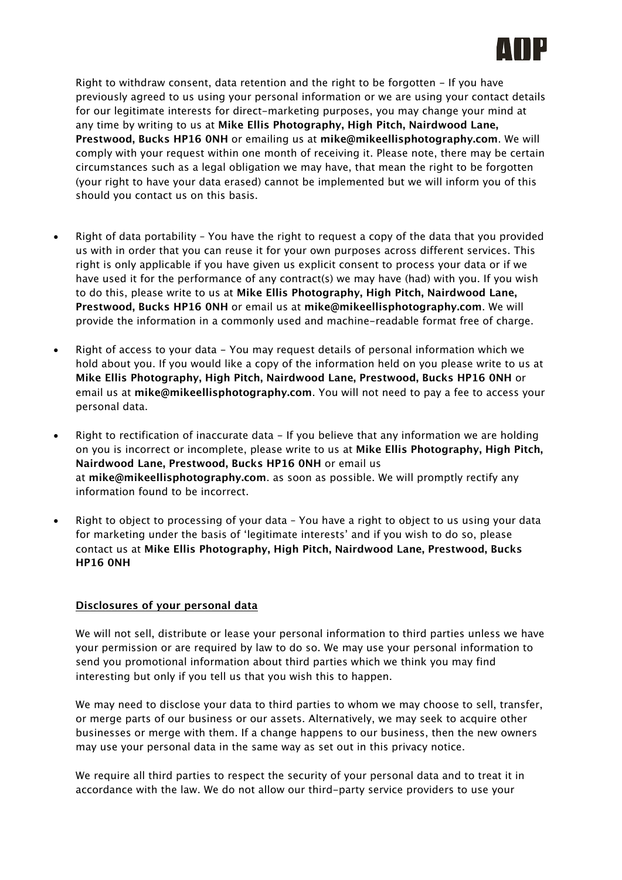Right to withdraw consent, data retention and the right to be forgotten - If you have previously agreed to us using your personal information or we are using your contact details for our legitimate interests for direct-marketing purposes, you may change your mind at any time by writing to us at **Mike Ellis Photography, High Pitch, Nairdwood Lane, Prestwood, Bucks HP16 0NH** or emailing us at **mike@mikeellisphotography.com**. We will comply with your request within one month of receiving it. Please note, there may be certain circumstances such as a legal obligation we may have, that mean the right to be forgotten (your right to have your data erased) cannot be implemented but we will inform you of this should you contact us on this basis.

- Right of data portability – You have the right to request a copy of the data that you provided us with in order that you can reuse it for your own purposes across different services. This right is only applicable if you have given us explicit consent to process your data or if we have used it for the performance of any contract(s) we may have (had) with you. If you wish to do this, please write to us at **Mike Ellis Photography, High Pitch, Nairdwood Lane, Prestwood, Bucks HP16 0NH** or email us at **mike@mikeellisphotography.com**. We will provide the information in a commonly used and machine-readable format free of charge.
- Right of access to your data - You may request details of personal information which we hold about you. If you would like a copy of the information held on you please write to us at **Mike Ellis Photography, High Pitch, Nairdwood Lane, Prestwood, Bucks HP16 0NH** or email us at **mike@mikeellisphotography.com**. You will not need to pay a fee to access your personal data.
- Right to rectification of inaccurate data - If you believe that any information we are holding on you is incorrect or incomplete, please write to us at **Mike Ellis Photography, High Pitch, Nairdwood Lane, Prestwood, Bucks HP16 0NH** or email us at **mike@mikeellisphotography.com**. as soon as possible. We will promptly rectify any information found to be incorrect.
- Right to object to processing of your data – You have a right to object to us using your data for marketing under the basis of 'legitimate interests' and if you wish to do so, please contact us at **Mike Ellis Photography, High Pitch, Nairdwood Lane, Prestwood, Bucks HP16 0NH**

## Disclosures of your personal data

We will not sell, distribute or lease your personal information to third parties unless we have your permission or are required by law to do so. We may use your personal information to send you promotional information about third parties which we think you may find interesting but only if you tell us that you wish this to happen.

We may need to disclose your data to third parties to whom we may choose to sell, transfer, or merge parts of our business or our assets. Alternatively, we may seek to acquire other businesses or merge with them. If a change happens to our business, then the new owners may use your personal data in the same way as set out in this privacy notice.

We require all third parties to respect the security of your personal data and to treat it in accordance with the law. We do not allow our third-party service providers to use your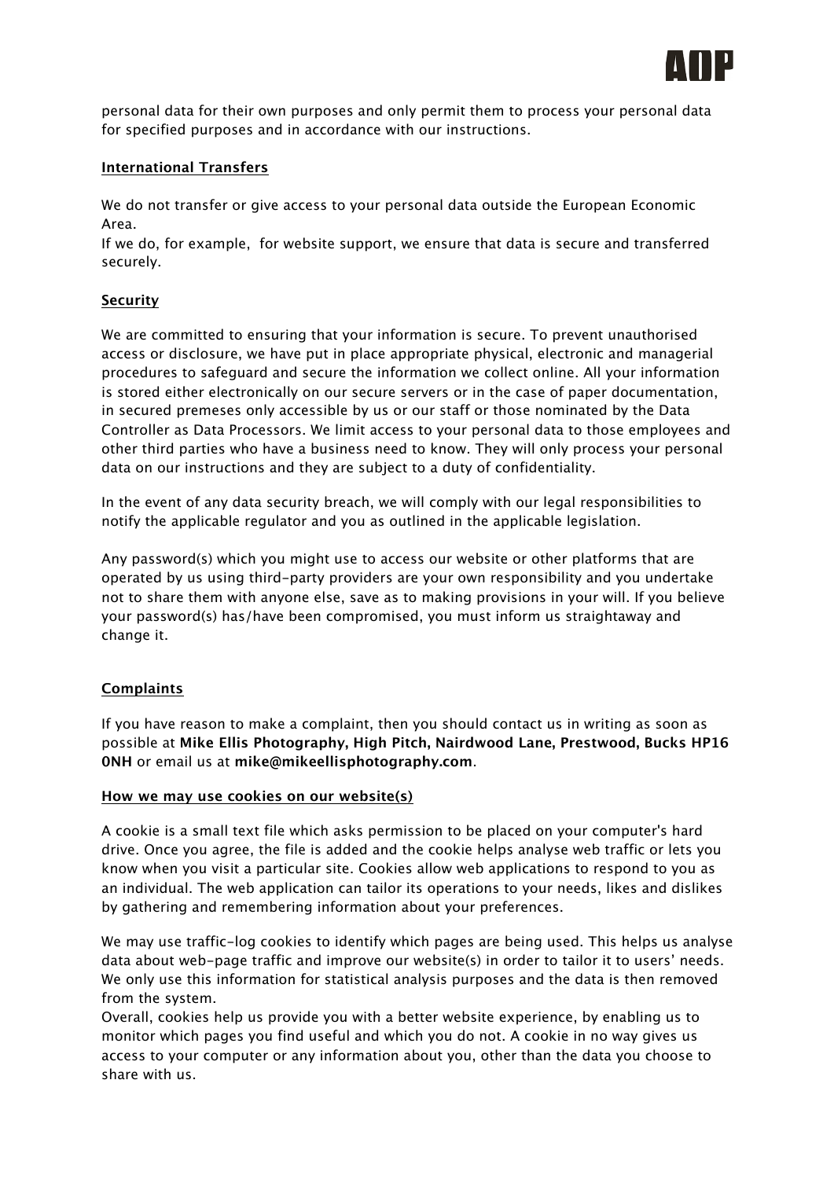personal data for their own purposes and only permit them to process your personal data for specified purposes and in accordance with our instructions.

## International Transfers

We do not transfer or give access to your personal data outside the European Economic Area.
If we do, for example, for website support, we ensure that data is secure and transferred securely.

## Security

We are committed to ensuring that your information is secure. To prevent unauthorised access or disclosure, we have put in place appropriate physical, electronic and managerial procedures to safeguard and secure the information we collect online. All your information is stored either electronically on our secure servers or in the case of paper documentation, in secured premeses only accessible by us or our staff or those nominated by the Data Controller as Data Processors. We limit access to your personal data to those employees and other third parties who have a business need to know. They will only process your personal data on our instructions and they are subject to a duty of confidentiality.

In the event of any data security breach, we will comply with our legal responsibilities to notify the applicable regulator and you as outlined in the applicable legislation.

Any password(s) which you might use to access our website or other platforms that are operated by us using third-party providers are your own responsibility and you undertake not to share them with anyone else, save as to making provisions in your will. If you believe your password(s) has/have been compromised, you must inform us straightaway and change it.

## Complaints

If you have reason to make a complaint, then you should contact us in writing as soon as possible at **Mike Ellis Photography, High Pitch, Nairdwood Lane, Prestwood, Bucks HP16 0NH** or email us at **mike@mikeellisphotography.com**.

## How we may use cookies on our website(s)

A cookie is a small text file which asks permission to be placed on your computer's hard drive. Once you agree, the file is added and the cookie helps analyse web traffic or lets you know when you visit a particular site. Cookies allow web applications to respond to you as an individual. The web application can tailor its operations to your needs, likes and dislikes by gathering and remembering information about your preferences.

We may use traffic-log cookies to identify which pages are being used. This helps us analyse data about web-page traffic and improve our website(s) in order to tailor it to users' needs. We only use this information for statistical analysis purposes and the data is then removed from the system.
Overall, cookies help us provide you with a better website experience, by enabling us to monitor which pages you find useful and which you do not. A cookie in no way gives us access to your computer or any information about you, other than the data you choose to share with us.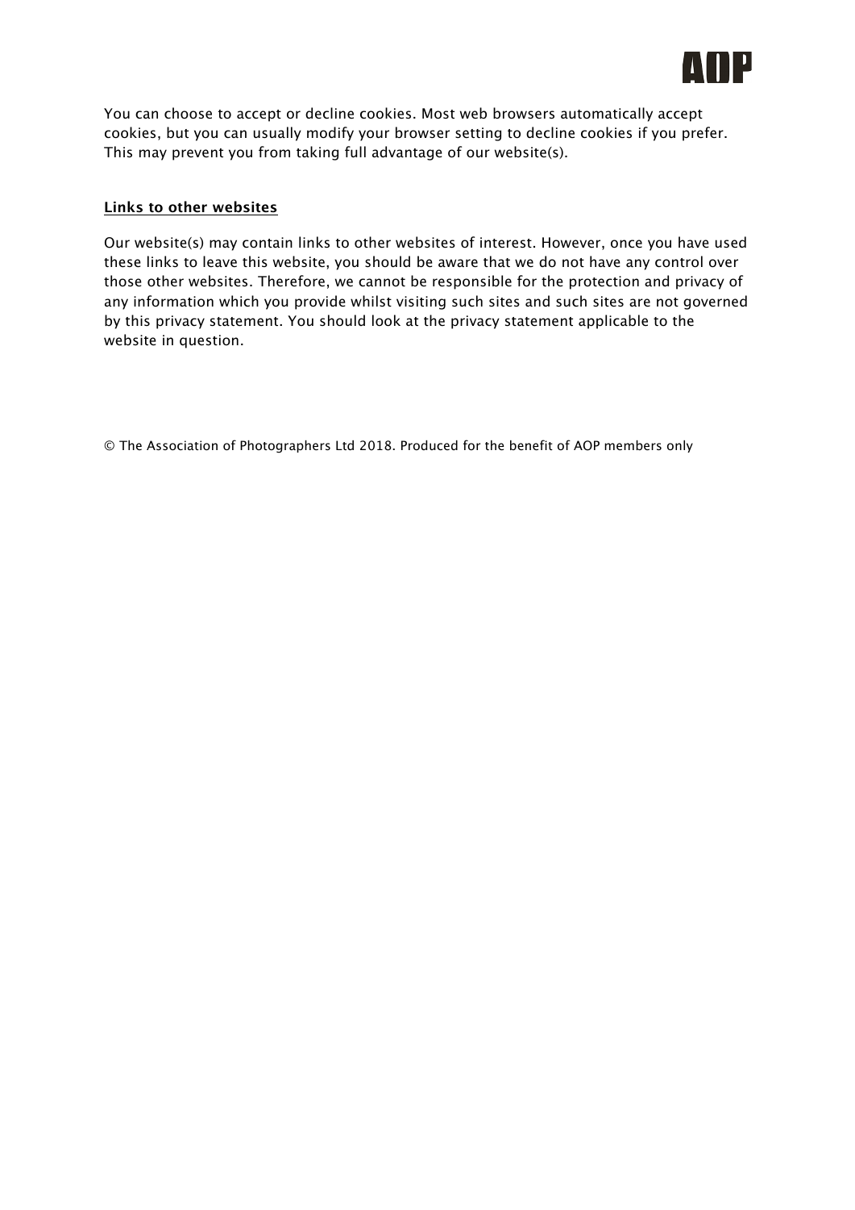You can choose to accept or decline cookies. Most web browsers automatically accept cookies, but you can usually modify your browser setting to decline cookies if you prefer. This may prevent you from taking full advantage of our website(s).

**Links to other websites**

Our website(s) may contain links to other websites of interest. However, once you have used these links to leave this website, you should be aware that we do not have any control over those other websites. Therefore, we cannot be responsible for the protection and privacy of any information which you provide whilst visiting such sites and such sites are not governed by this privacy statement. You should look at the privacy statement applicable to the website in question.

© The Association of Photographers Ltd 2018. Produced for the benefit of AOP members only